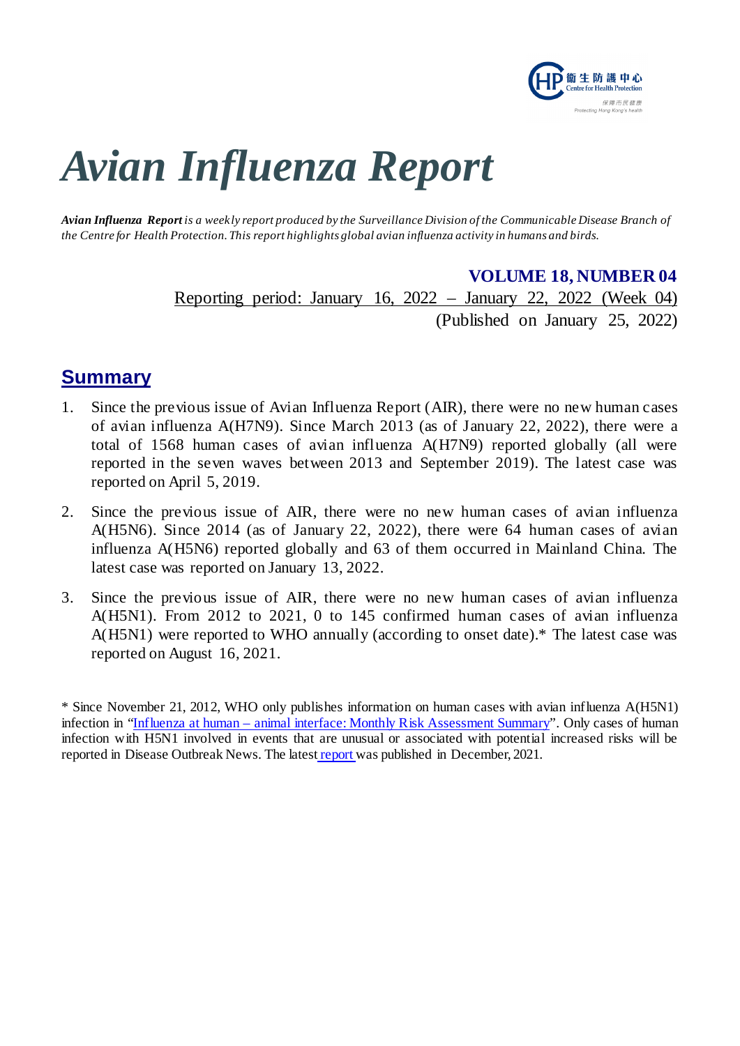# *Avian Influenza Report*

***Avian Influenza Report** is a weekly report produced by the Surveillance Division of the Communicable Disease Branch of the Centre for Health Protection. This report highlights global avian influenza activity in humans and birds.*

**VOLUME 18, NUMBER 04**

Reporting period: January 16, 2022 – January 22, 2022 (Week 04)

(Published on January 25, 2022)

## Summary

1. Since the previous issue of Avian Influenza Report (AIR), there were no new human cases of avian influenza A(H7N9). Since March 2013 (as of January 22, 2022), there were a total of 1568 human cases of avian influenza A(H7N9) reported globally (all were reported in the seven waves between 2013 and September 2019). The latest case was reported on April 5, 2019.

2. Since the previous issue of AIR, there were no new human cases of avian influenza A(H5N6). Since 2014 (as of January 22, 2022), there were 64 human cases of avian influenza A(H5N6) reported globally and 63 of them occurred in Mainland China. The latest case was reported on January 13, 2022.

3. Since the previous issue of AIR, there were no new human cases of avian influenza A(H5N1). From 2012 to 2021, 0 to 145 confirmed human cases of avian influenza A(H5N1) were reported to WHO annually (according to onset date).* The latest case was reported on August 16, 2021.

* Since November 21, 2012, WHO only publishes information on human cases with avian influenza A(H5N1) infection in "Influenza at human – animal interface: Monthly Risk Assessment Summary". Only cases of human infection with H5N1 involved in events that are unusual or associated with potential increased risks will be reported in Disease Outbreak News. The latest report was published in December, 2021.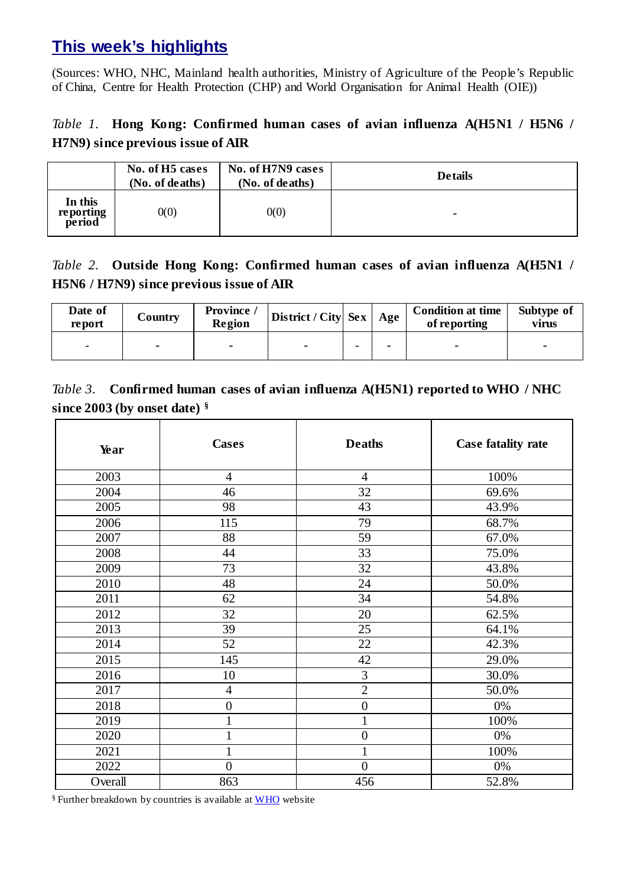## This week's highlights

(Sources: WHO, NHC, Mainland health authorities, Ministry of Agriculture of the People's Republic of China, Centre for Health Protection (CHP) and World Organisation for Animal Health (OIE))

*Table 1.* **Hong Kong: Confirmed human cases of avian influenza A(H5N1 / H5N6 / H7N9) since previous issue of AIR**

| | No. of H5 cases (No. of deaths) | No. of H7N9 cases (No. of deaths) | Details |
|---|---|---|---|
| In this reporting period | 0(0) | 0(0) | - |

*Table 2.* **Outside Hong Kong: Confirmed human cases of avian influenza A(H5N1 / H5N6 / H7N9) since previous issue of AIR**

| Date of report | Country | Province / Region | District / City | Sex | Age | Condition at time of reporting | Subtype of virus |
|---|---|---|---|---|---|---|---|
| - | - | - | - | - | - | - | - |

*Table 3.* **Confirmed human cases of avian influenza A(H5N1) reported to WHO / NHC since 2003 (by onset date) §**

| Year | Cases | Deaths | Case fatality rate |
|---|---|---|---|
| 2003 | 4 | 4 | 100% |
| 2004 | 46 | 32 | 69.6% |
| 2005 | 98 | 43 | 43.9% |
| 2006 | 115 | 79 | 68.7% |
| 2007 | 88 | 59 | 67.0% |
| 2008 | 44 | 33 | 75.0% |
| 2009 | 73 | 32 | 43.8% |
| 2010 | 48 | 24 | 50.0% |
| 2011 | 62 | 34 | 54.8% |
| 2012 | 32 | 20 | 62.5% |
| 2013 | 39 | 25 | 64.1% |
| 2014 | 52 | 22 | 42.3% |
| 2015 | 145 | 42 | 29.0% |
| 2016 | 10 | 3 | 30.0% |
| 2017 | 4 | 2 | 50.0% |
| 2018 | 0 | 0 | 0% |
| 2019 | 1 | 1 | 100% |
| 2020 | 1 | 0 | 0% |
| 2021 | 1 | 1 | 100% |
| 2022 | 0 | 0 | 0% |
| Overall | 863 | 456 | 52.8% |

§ Further breakdown by countries is available at WHO website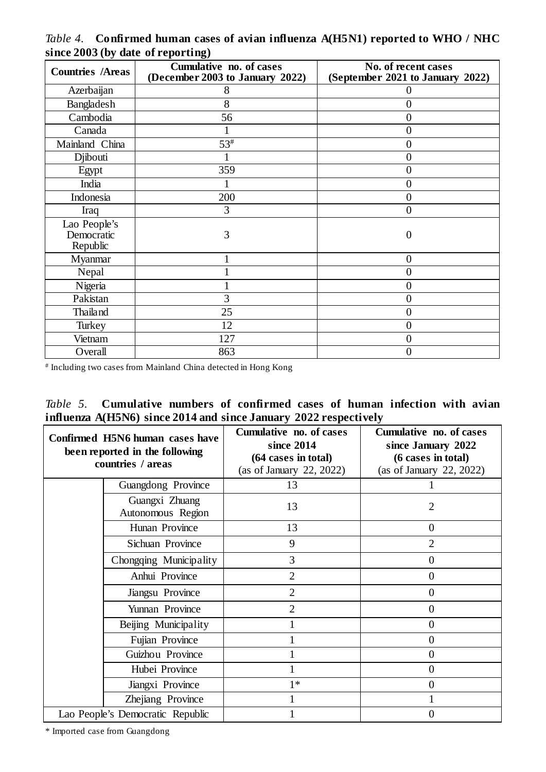*Table 4.* **Confirmed human cases of avian influenza A(H5N1) reported to WHO / NHC since 2003 (by date of reporting)**

| Countries /Areas | Cumulative no. of cases (December 2003 to January 2022) | No. of recent cases (September 2021 to January 2022) |
|---|---|---|
| Azerbaijan | 8 | 0 |
| Bangladesh | 8 | 0 |
| Cambodia | 56 | 0 |
| Canada | 1 | 0 |
| Mainland China | 53# | 0 |
| Djibouti | 1 | 0 |
| Egypt | 359 | 0 |
| India | 1 | 0 |
| Indonesia | 200 | 0 |
| Iraq | 3 | 0 |
| Lao People's Democratic Republic | 3 | 0 |
| Myanmar | 1 | 0 |
| Nepal | 1 | 0 |
| Nigeria | 1 | 0 |
| Pakistan | 3 | 0 |
| Thailand | 25 | 0 |
| Turkey | 12 | 0 |
| Vietnam | 127 | 0 |
| Overall | 863 | 0 |

# Including two cases from Mainland China detected in Hong Kong

*Table 5.* **Cumulative numbers of confirmed cases of human infection with avian influenza A(H5N6) since 2014 and since January 2022 respectively**

| Confirmed H5N6 human cases have been reported in the following countries / areas | | Cumulative no. of cases since 2014 (64 cases in total) (as of January 22, 2022) | Cumulative no. of cases since January 2022 (6 cases in total) (as of January 22, 2022) |
|---|---|---|---|
| | Guangdong Province | 13 | 1 |
| | Guangxi Zhuang Autonomous Region | 13 | 2 |
| | Hunan Province | 13 | 0 |
| | Sichuan Province | 9 | 2 |
| | Chongqing Municipality | 3 | 0 |
| | Anhui Province | 2 | 0 |
| | Jiangsu Province | 2 | 0 |
| | Yunnan Province | 2 | 0 |
| | Beijing Municipality | 1 | 0 |
| | Fujian Province | 1 | 0 |
| | Guizhou Province | 1 | 0 |
| | Hubei Province | 1 | 0 |
| | Jiangxi Province | 1* | 0 |
| | Zhejiang Province | 1 | 1 |
| Lao People's Democratic Republic | | 1 | 0 |

* Imported case from Guangdong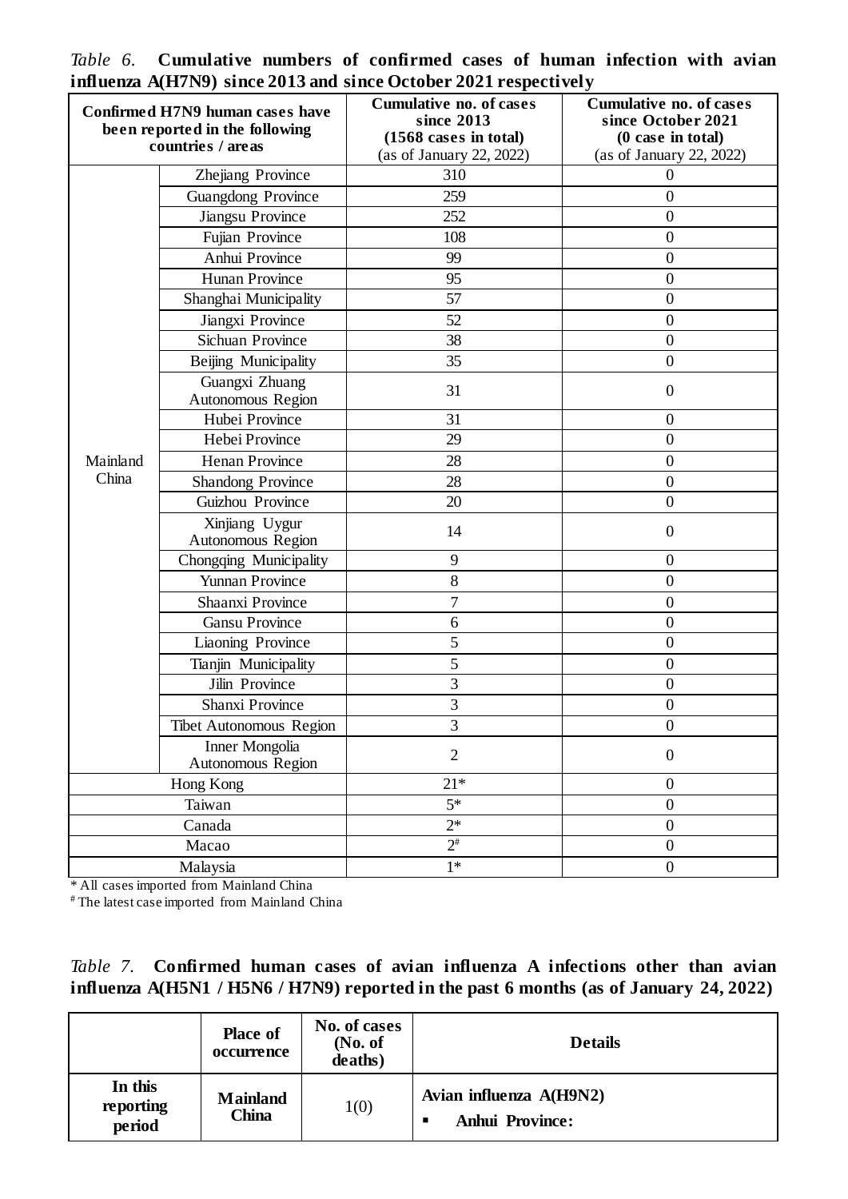*Table 6.* **Cumulative numbers of confirmed cases of human infection with avian influenza A(H7N9) since 2013 and since October 2021 respectively**

| **Confirmed H7N9 human cases have been reported in the following countries / areas** | | **Cumulative no. of cases since 2013 (1568 cases in total)** (as of January 22, 2022) | **Cumulative no. of cases since October 2021 (0 case in total)** (as of January 22, 2022) |
|---|---|---|---|
| Mainland China | Zhejiang Province | 310 | 0 |
| | Guangdong Province | 259 | 0 |
| | Jiangsu Province | 252 | 0 |
| | Fujian Province | 108 | 0 |
| | Anhui Province | 99 | 0 |
| | Hunan Province | 95 | 0 |
| | Shanghai Municipality | 57 | 0 |
| | Jiangxi Province | 52 | 0 |
| | Sichuan Province | 38 | 0 |
| | Beijing Municipality | 35 | 0 |
| | Guangxi Zhuang Autonomous Region | 31 | 0 |
| | Hubei Province | 31 | 0 |
| | Hebei Province | 29 | 0 |
| | Henan Province | 28 | 0 |
| | Shandong Province | 28 | 0 |
| | Guizhou Province | 20 | 0 |
| | Xinjiang Uygur Autonomous Region | 14 | 0 |
| | Chongqing Municipality | 9 | 0 |
| | Yunnan Province | 8 | 0 |
| | Shaanxi Province | 7 | 0 |
| | Gansu Province | 6 | 0 |
| | Liaoning Province | 5 | 0 |
| | Tianjin Municipality | 5 | 0 |
| | Jilin Province | 3 | 0 |
| | Shanxi Province | 3 | 0 |
| | Tibet Autonomous Region | 3 | 0 |
| | Inner Mongolia Autonomous Region | 2 | 0 |
| Hong Kong | | 21* | 0 |
| Taiwan | | 5* | 0 |
| Canada | | 2* | 0 |
| Macao | | 2# | 0 |
| Malaysia | | 1* | 0 |

\* All cases imported from Mainland China

\# The latest case imported from Mainland China

*Table 7.* **Confirmed human cases of avian influenza A infections other than avian influenza A(H5N1 / H5N6 / H7N9) reported in the past 6 months (as of January 24, 2022)**

| | **Place of occurrence** | **No. of cases (No. of deaths)** | **Details** |
|---|---|---|---|
| **In this reporting period** | **Mainland China** | 1(0) | **Avian influenza A(H9N2)**<br>▪ **Anhui Province:** |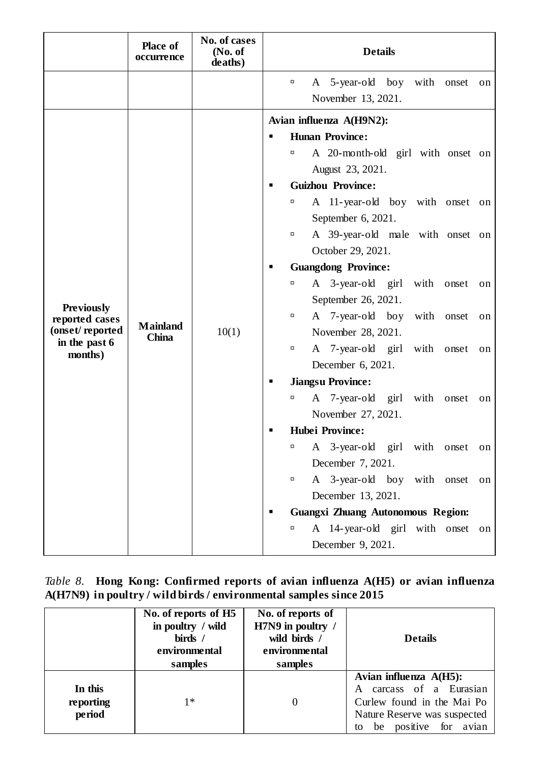| | Place of occurrence | No. of cases (No. of deaths) | Details |
|---|---|---|---|
| | | | ▫ A 5-year-old boy with onset on November 13, 2021. |
| **Previously reported cases (onset/ reported in the past 6 months)** | **Mainland China** | 10(1) | **Avian influenza A(H9N2):**<br>▪ **Hunan Province:**<br>▫ A 20-month-old girl with onset on August 23, 2021.<br>▪ **Guizhou Province:**<br>▫ A 11-year-old boy with onset on September 6, 2021.<br>▫ A 39-year-old male with onset on October 29, 2021.<br>▪ **Guangdong Province:**<br>▫ A 3-year-old girl with onset on September 26, 2021.<br>▫ A 7-year-old boy with onset on November 28, 2021.<br>▫ A 7-year-old girl with onset on December 6, 2021.<br>▪ **Jiangsu Province:**<br>▫ A 7-year-old girl with onset on November 27, 2021.<br>▪ **Hubei Province:**<br>▫ A 3-year-old girl with onset on December 7, 2021.<br>▫ A 3-year-old boy with onset on December 13, 2021.<br>▪ **Guangxi Zhuang Autonomous Region:**<br>▫ A 14-year-old girl with onset on December 9, 2021. |

*Table 8.* **Hong Kong: Confirmed reports of avian influenza A(H5) or avian influenza A(H7N9) in poultry / wild birds / environmental samples since 2015**

| | No. of reports of H5 in poultry / wild birds / environmental samples | No. of reports of H7N9 in poultry / wild birds / environmental samples | Details |
|---|---|---|---|
| **In this reporting period** | 1* | 0 | **Avian influenza A(H5):**<br>A carcass of a Eurasian Curlew found in the Mai Po Nature Reserve was suspected to be positive for avian |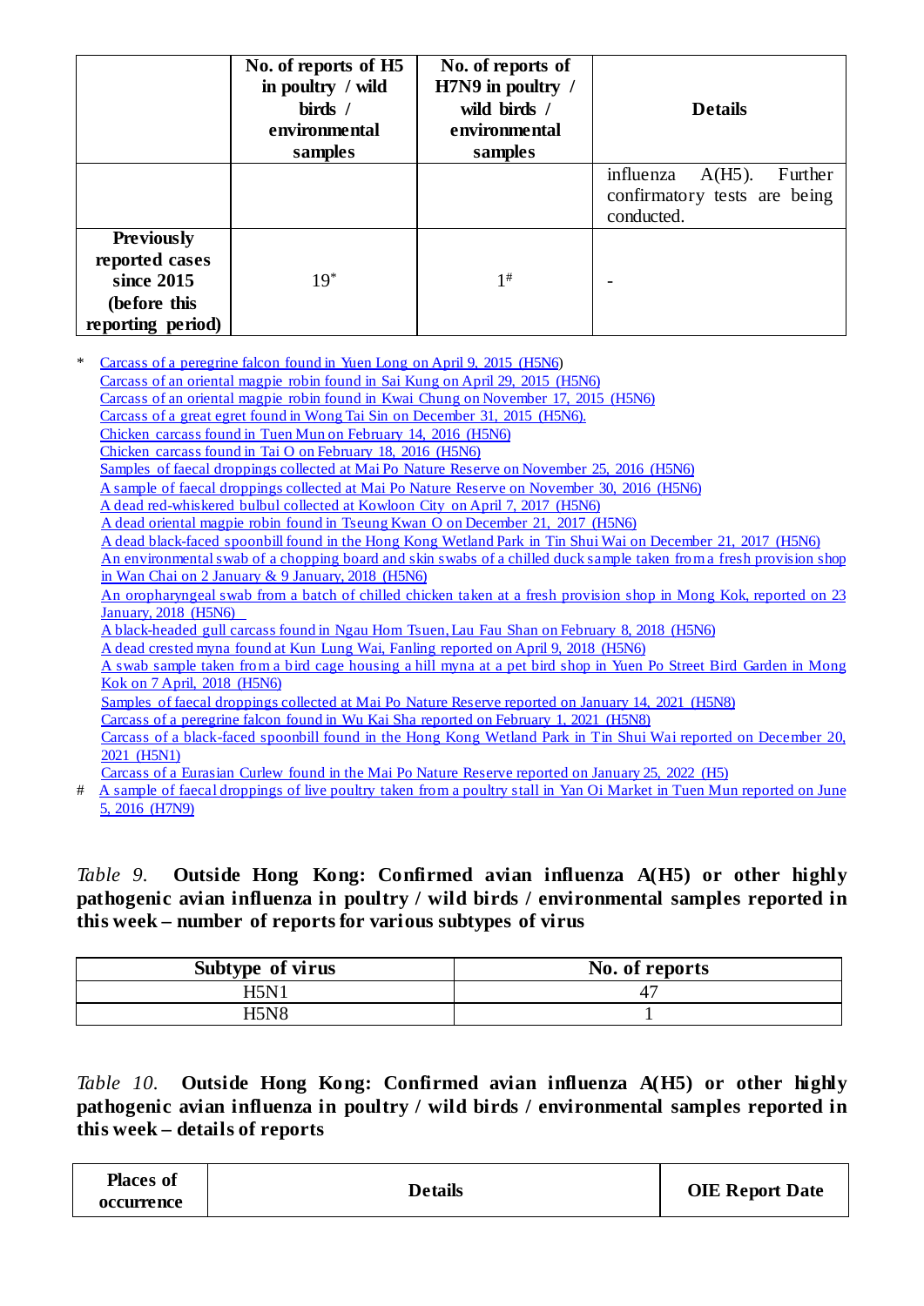| | No. of reports of H5 in poultry / wild birds / environmental samples | No. of reports of H7N9 in poultry / wild birds / environmental samples | Details |
|---|---|---|---|
| | | | influenza A(H5). Further confirmatory tests are being conducted. |
| **Previously reported cases since 2015 (before this reporting period)** | 19* | 1# | - |

\* Carcass of a peregrine falcon found in Yuen Long on April 9, 2015 (H5N6)
Carcass of an oriental magpie robin found in Sai Kung on April 29, 2015 (H5N6)
Carcass of an oriental magpie robin found in Kwai Chung on November 17, 2015 (H5N6)
Carcass of a great egret found in Wong Tai Sin on December 31, 2015 (H5N6).
Chicken carcass found in Tuen Mun on February 14, 2016 (H5N6)
Chicken carcass found in Tai O on February 18, 2016 (H5N6)
Samples of faecal droppings collected at Mai Po Nature Reserve on November 25, 2016 (H5N6)
A sample of faecal droppings collected at Mai Po Nature Reserve on November 30, 2016 (H5N6)
A dead red-whiskered bulbul collected at Kowloon City on April 7, 2017 (H5N6)
A dead oriental magpie robin found in Tseung Kwan O on December 21, 2017 (H5N6)
A dead black-faced spoonbill found in the Hong Kong Wetland Park in Tin Shui Wai on December 21, 2017 (H5N6)
An environmental swab of a chopping board and skin swabs of a chilled duck sample taken from a fresh provision shop in Wan Chai on 2 January & 9 January, 2018 (H5N6)
An oropharyngeal swab from a batch of chilled chicken taken at a fresh provision shop in Mong Kok, reported on 23 January, 2018 (H5N6)
A black-headed gull carcass found in Ngau Hom Tsuen, Lau Fau Shan on February 8, 2018 (H5N6)
A dead crested myna found at Kun Lung Wai, Fanling reported on April 9, 2018 (H5N6)
A swab sample taken from a bird cage housing a hill myna at a pet bird shop in Yuen Po Street Bird Garden in Mong Kok on 7 April, 2018 (H5N6)
Samples of faecal droppings collected at Mai Po Nature Reserve reported on January 14, 2021 (H5N8)
Carcass of a peregrine falcon found in Wu Kai Sha reported on February 1, 2021 (H5N8)
Carcass of a black-faced spoonbill found in the Hong Kong Wetland Park in Tin Shui Wai reported on December 20, 2021 (H5N1)
Carcass of a Eurasian Curlew found in the Mai Po Nature Reserve reported on January 25, 2022 (H5)

\# A sample of faecal droppings of live poultry taken from a poultry stall in Yan Oi Market in Tuen Mun reported on June 5, 2016 (H7N9)

*Table 9.* **Outside Hong Kong: Confirmed avian influenza A(H5) or other highly pathogenic avian influenza in poultry / wild birds / environmental samples reported in this week – number of reports for various subtypes of virus**

| Subtype of virus | No. of reports |
|---|---|
| H5N1 | 47 |
| H5N8 | 1 |

*Table 10.* **Outside Hong Kong: Confirmed avian influenza A(H5) or other highly pathogenic avian influenza in poultry / wild birds / environmental samples reported in this week – details of reports**

| Places of occurrence | Details | OIE Report Date |
|---|---|---|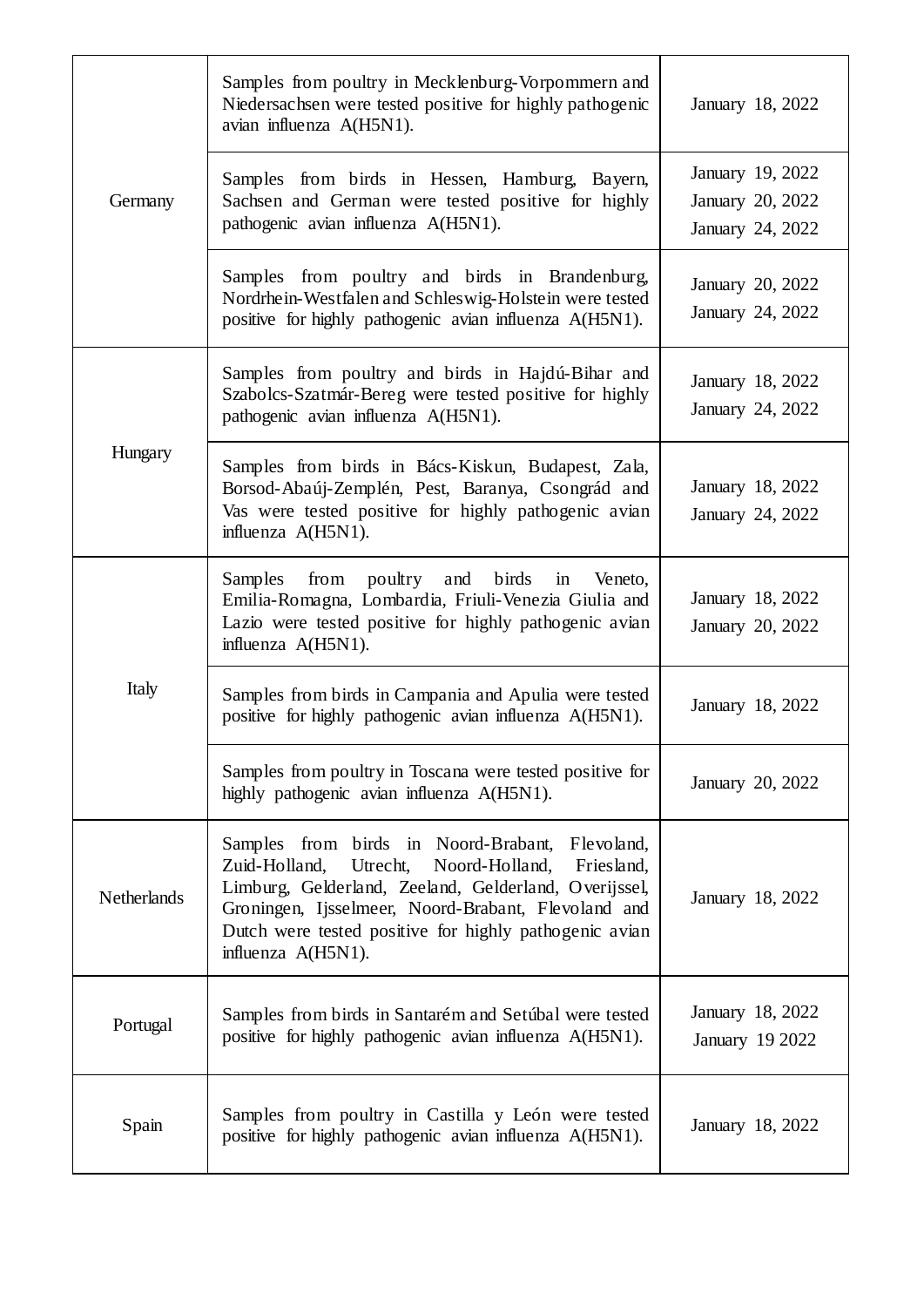| | | |
|---|---|---|
| Germany | Samples from poultry in Mecklenburg-Vorpommern and Niedersachsen were tested positive for highly pathogenic avian influenza A(H5N1). | January 18, 2022 |
| | Samples from birds in Hessen, Hamburg, Bayern, Sachsen and German were tested positive for highly pathogenic avian influenza A(H5N1). | January 19, 2022<br>January 20, 2022<br>January 24, 2022 |
| | Samples from poultry and birds in Brandenburg, Nordrhein-Westfalen and Schleswig-Holstein were tested positive for highly pathogenic avian influenza A(H5N1). | January 20, 2022<br>January 24, 2022 |
| Hungary | Samples from poultry and birds in Hajdú-Bihar and Szabolcs-Szatmár-Bereg were tested positive for highly pathogenic avian influenza A(H5N1). | January 18, 2022<br>January 24, 2022 |
| | Samples from birds in Bács-Kiskun, Budapest, Zala, Borsod-Abaúj-Zemplén, Pest, Baranya, Csongrád and Vas were tested positive for highly pathogenic avian influenza A(H5N1). | January 18, 2022<br>January 24, 2022 |
| Italy | Samples from poultry and birds in Veneto, Emilia-Romagna, Lombardia, Friuli-Venezia Giulia and Lazio were tested positive for highly pathogenic avian influenza A(H5N1). | January 18, 2022<br>January 20, 2022 |
| | Samples from birds in Campania and Apulia were tested positive for highly pathogenic avian influenza A(H5N1). | January 18, 2022 |
| | Samples from poultry in Toscana were tested positive for highly pathogenic avian influenza A(H5N1). | January 20, 2022 |
| Netherlands | Samples from birds in Noord-Brabant, Flevoland, Zuid-Holland, Utrecht, Noord-Holland, Friesland, Limburg, Gelderland, Zeeland, Gelderland, Overijssel, Groningen, Ijsselmeer, Noord-Brabant, Flevoland and Dutch were tested positive for highly pathogenic avian influenza A(H5N1). | January 18, 2022 |
| Portugal | Samples from birds in Santarém and Setúbal were tested positive for highly pathogenic avian influenza A(H5N1). | January 18, 2022<br>January 19 2022 |
| Spain | Samples from poultry in Castilla y León were tested positive for highly pathogenic avian influenza A(H5N1). | January 18, 2022 |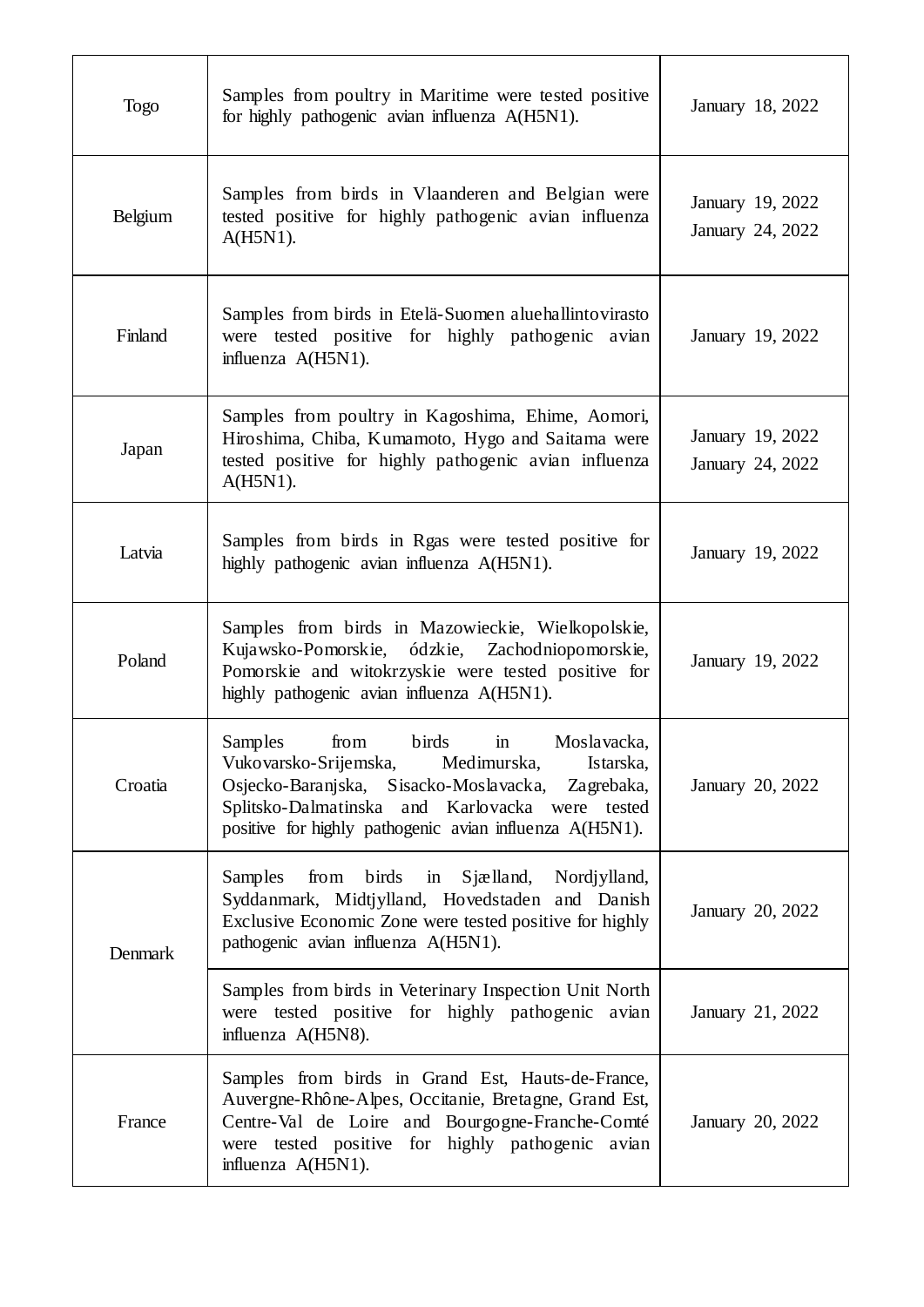| Togo | Samples from poultry in Maritime were tested positive for highly pathogenic avian influenza A(H5N1). | January 18, 2022 |
|---|---|---|
| Belgium | Samples from birds in Vlaanderen and Belgian were tested positive for highly pathogenic avian influenza A(H5N1). | January 19, 2022<br>January 24, 2022 |
| Finland | Samples from birds in Etelä-Suomen aluehallintovirasto were tested positive for highly pathogenic avian influenza A(H5N1). | January 19, 2022 |
| Japan | Samples from poultry in Kagoshima, Ehime, Aomori, Hiroshima, Chiba, Kumamoto, Hygo and Saitama were tested positive for highly pathogenic avian influenza A(H5N1). | January 19, 2022<br>January 24, 2022 |
| Latvia | Samples from birds in Rgas were tested positive for highly pathogenic avian influenza A(H5N1). | January 19, 2022 |
| Poland | Samples from birds in Mazowieckie, Wielkopolskie, Kujawsko-Pomorskie, ódzkie, Zachodniopomorskie, Pomorskie and witokrzyskie were tested positive for highly pathogenic avian influenza A(H5N1). | January 19, 2022 |
| Croatia | Samples from birds in Moslavacka, Vukovarsko-Srijemska, Medimurska, Istarska, Osjecko-Baranjska, Sisacko-Moslavacka, Zagrebaka, Splitsko-Dalmatinska and Karlovacka were tested positive for highly pathogenic avian influenza A(H5N1). | January 20, 2022 |
| Denmark | Samples from birds in Sjælland, Nordjylland, Syddanmark, Midtjylland, Hovedstaden and Danish Exclusive Economic Zone were tested positive for highly pathogenic avian influenza A(H5N1). | January 20, 2022 |
| | Samples from birds in Veterinary Inspection Unit North were tested positive for highly pathogenic avian influenza A(H5N8). | January 21, 2022 |
| France | Samples from birds in Grand Est, Hauts-de-France, Auvergne-Rhône-Alpes, Occitanie, Bretagne, Grand Est, Centre-Val de Loire and Bourgogne-Franche-Comté were tested positive for highly pathogenic avian influenza A(H5N1). | January 20, 2022 |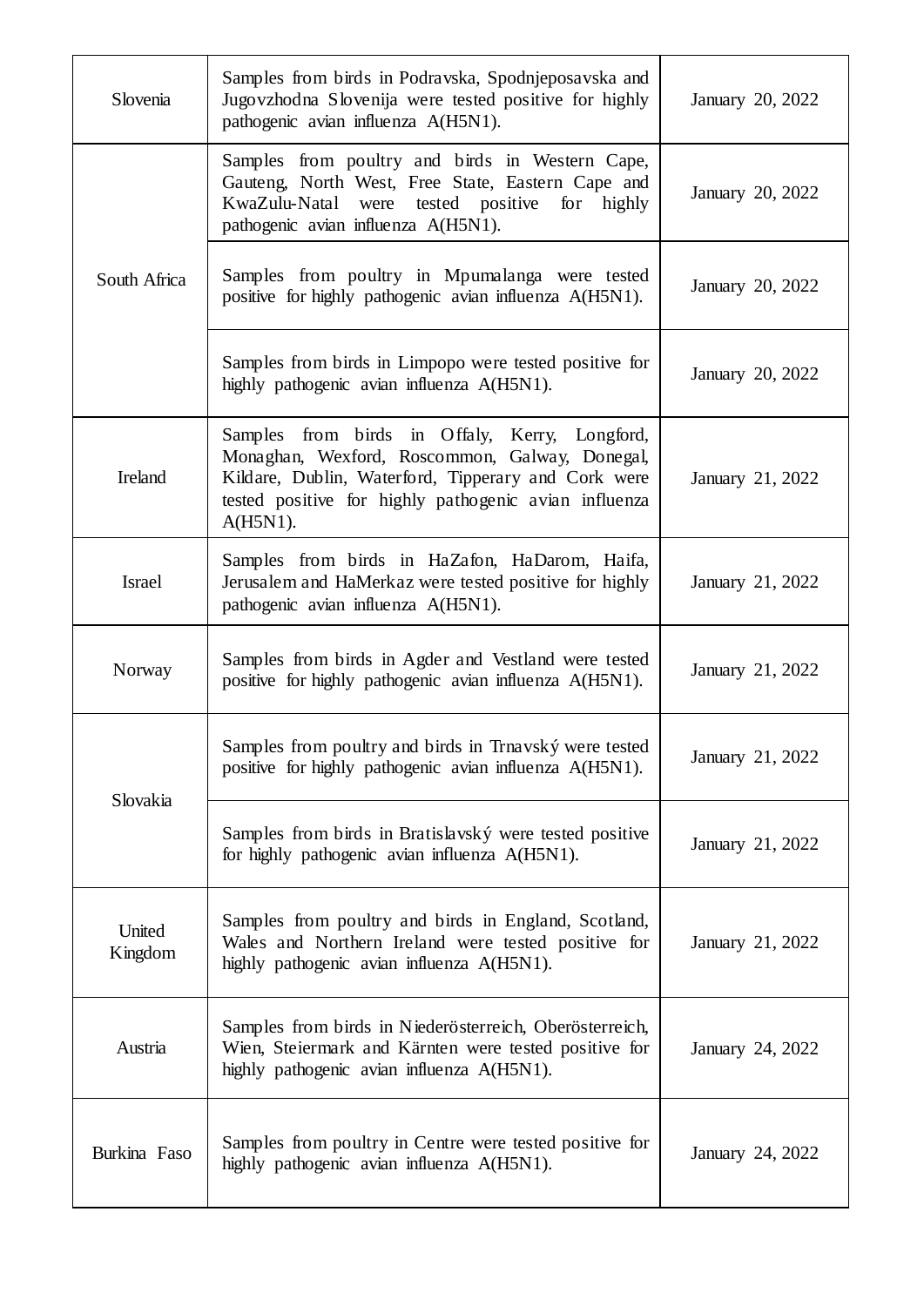| | | |
|---|---|---|
| Slovenia | Samples from birds in Podravska, Spodnjeposavska and Jugovzhodna Slovenija were tested positive for highly pathogenic avian influenza A(H5N1). | January 20, 2022 |
| South Africa | Samples from poultry and birds in Western Cape, Gauteng, North West, Free State, Eastern Cape and KwaZulu-Natal were tested positive for highly pathogenic avian influenza A(H5N1). | January 20, 2022 |
| | Samples from poultry in Mpumalanga were tested positive for highly pathogenic avian influenza A(H5N1). | January 20, 2022 |
| | Samples from birds in Limpopo were tested positive for highly pathogenic avian influenza A(H5N1). | January 20, 2022 |
| Ireland | Samples from birds in Offaly, Kerry, Longford, Monaghan, Wexford, Roscommon, Galway, Donegal, Kildare, Dublin, Waterford, Tipperary and Cork were tested positive for highly pathogenic avian influenza A(H5N1). | January 21, 2022 |
| Israel | Samples from birds in HaZafon, HaDarom, Haifa, Jerusalem and HaMerkaz were tested positive for highly pathogenic avian influenza A(H5N1). | January 21, 2022 |
| Norway | Samples from birds in Agder and Vestland were tested positive for highly pathogenic avian influenza A(H5N1). | January 21, 2022 |
| Slovakia | Samples from poultry and birds in Trnavský were tested positive for highly pathogenic avian influenza A(H5N1). | January 21, 2022 |
| | Samples from birds in Bratislavský were tested positive for highly pathogenic avian influenza A(H5N1). | January 21, 2022 |
| United Kingdom | Samples from poultry and birds in England, Scotland, Wales and Northern Ireland were tested positive for highly pathogenic avian influenza A(H5N1). | January 21, 2022 |
| Austria | Samples from birds in Niederösterreich, Oberösterreich, Wien, Steiermark and Kärnten were tested positive for highly pathogenic avian influenza A(H5N1). | January 24, 2022 |
| Burkina Faso | Samples from poultry in Centre were tested positive for highly pathogenic avian influenza A(H5N1). | January 24, 2022 |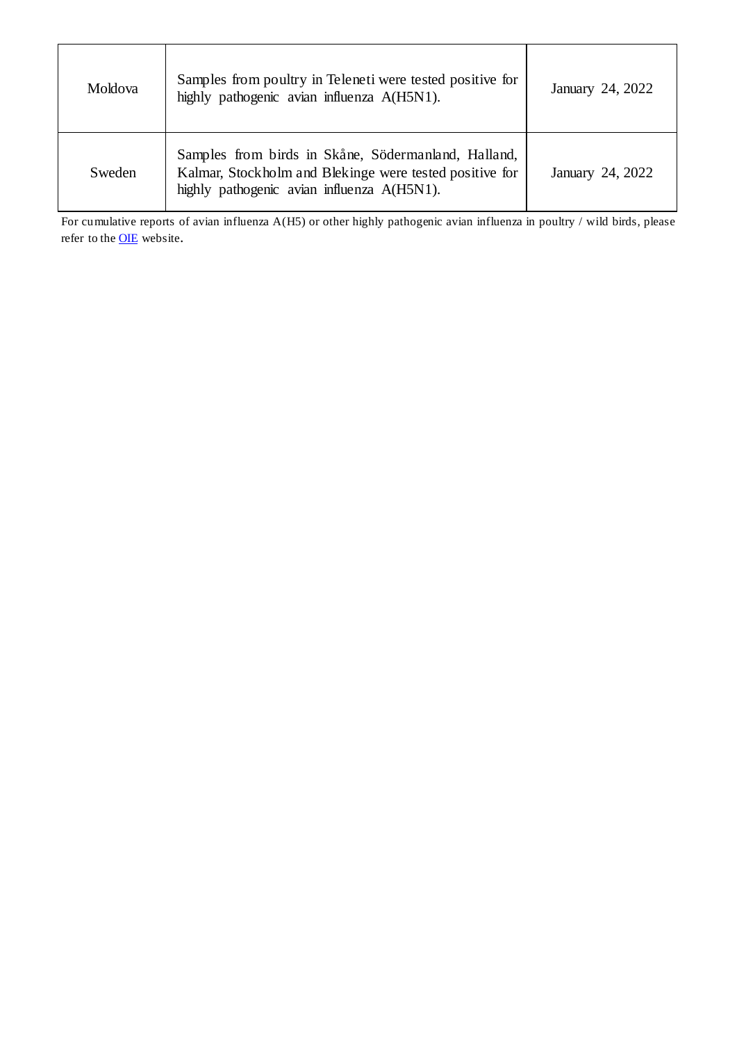| | | |
|---|---|---|
| Moldova | Samples from poultry in Teleneti were tested positive for highly pathogenic avian influenza A(H5N1). | January 24, 2022 |
| Sweden | Samples from birds in Skåne, Södermanland, Halland, Kalmar, Stockholm and Blekinge were tested positive for highly pathogenic avian influenza A(H5N1). | January 24, 2022 |

For cumulative reports of avian influenza A(H5) or other highly pathogenic avian influenza in poultry / wild birds, please refer to the OIE website.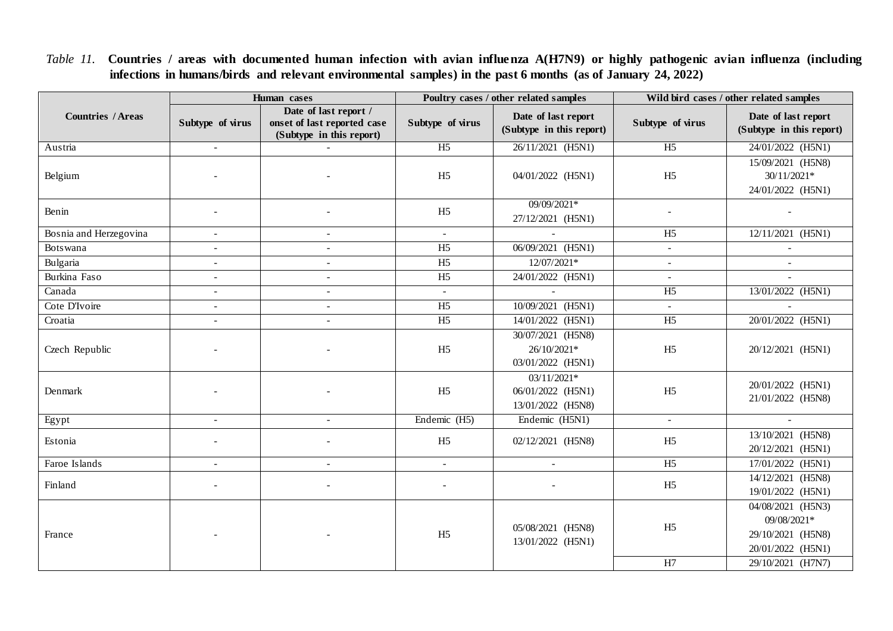*Table 11.* **Countries / areas with documented human infection with avian influenza A(H7N9) or highly pathogenic avian influenza (including infections in humans/birds and relevant environmental samples) in the past 6 months (as of January 24, 2022)**

| Countries / Areas | Human cases | | Poultry cases / other related samples | | Wild bird cases / other related samples | |
|---|---|---|---|---|---|---|
| | Subtype of virus | Date of last report / onset of last reported case (Subtype in this report) | Subtype of virus | Date of last report (Subtype in this report) | Subtype of virus | Date of last report (Subtype in this report) |
| Austria | - | - | H5 | 26/11/2021 (H5N1) | H5 | 24/01/2022 (H5N1) |
| Belgium | - | - | H5 | 04/01/2022 (H5N1) | H5 | 15/09/2021 (H5N8)<br>30/11/2021*<br>24/01/2022 (H5N1) |
| Benin | - | - | H5 | 09/09/2021*<br>27/12/2021 (H5N1) | - | - |
| Bosnia and Herzegovina | - | - | - | - | H5 | 12/11/2021 (H5N1) |
| Botswana | - | - | H5 | 06/09/2021 (H5N1) | - | - |
| Bulgaria | - | - | H5 | 12/07/2021* | - | - |
| Burkina Faso | - | - | H5 | 24/01/2022 (H5N1) | - | - |
| Canada | - | - | - | - | H5 | 13/01/2022 (H5N1) |
| Cote D'Ivoire | - | - | H5 | 10/09/2021 (H5N1) | - | - |
| Croatia | - | - | H5 | 14/01/2022 (H5N1) | H5 | 20/01/2022 (H5N1) |
| Czech Republic | - | - | H5 | 30/07/2021 (H5N8)<br>26/10/2021*<br>03/01/2022 (H5N1) | H5 | 20/12/2021 (H5N1) |
| Denmark | - | - | H5 | 03/11/2021*<br>06/01/2022 (H5N1)<br>13/01/2022 (H5N8) | H5 | 20/01/2022 (H5N1)<br>21/01/2022 (H5N8) |
| Egypt | - | - | Endemic (H5) | Endemic (H5N1) | - | - |
| Estonia | - | - | H5 | 02/12/2021 (H5N8) | H5 | 13/10/2021 (H5N8)<br>20/12/2021 (H5N1) |
| Faroe Islands | - | - | - | - | H5 | 17/01/2022 (H5N1) |
| Finland | - | - | - | - | H5 | 14/12/2021 (H5N8)<br>19/01/2022 (H5N1) |
| France | - | - | H5 | 05/08/2021 (H5N8)<br>13/01/2022 (H5N1) | H5 | 04/08/2021 (H5N3)<br>09/08/2021*<br>29/10/2021 (H5N8)<br>20/01/2022 (H5N1) |
| | | | | | H7 | 29/10/2021 (H7N7) |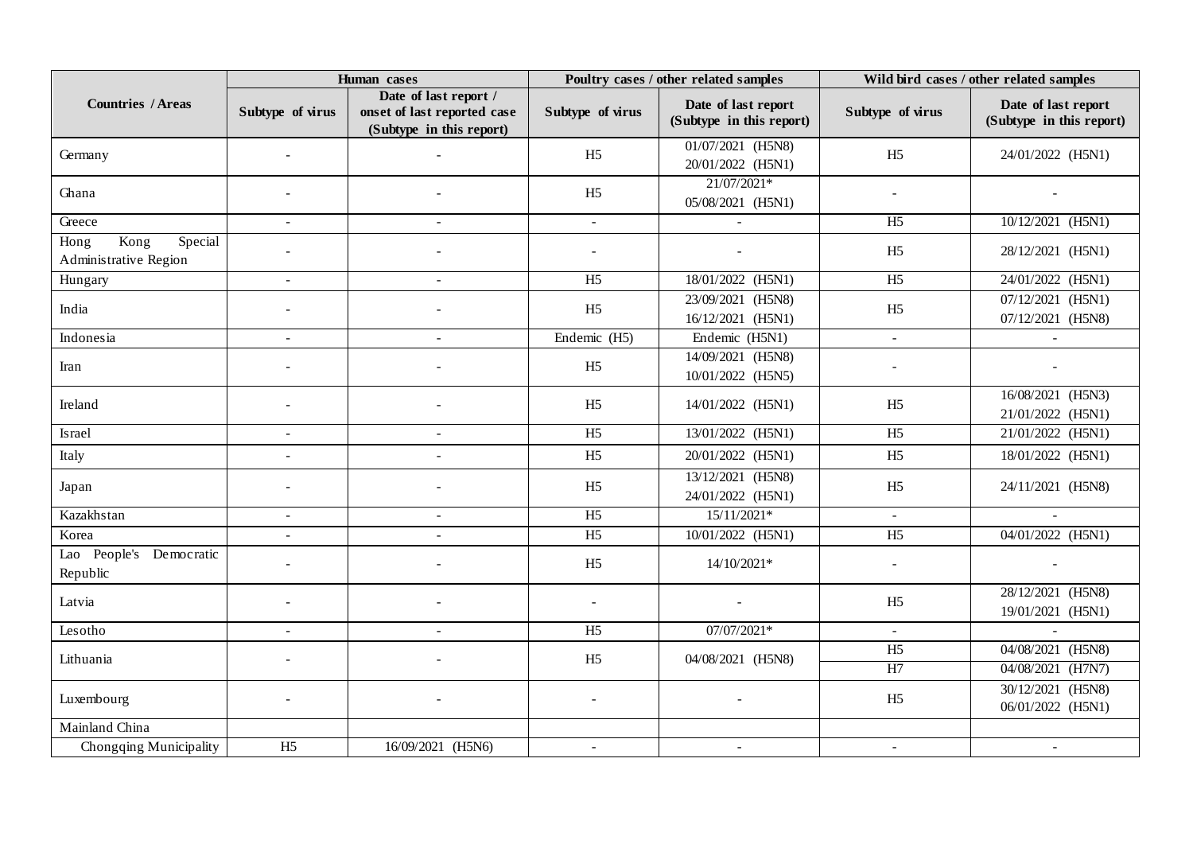| Countries / Areas | Human cases | | Poultry cases / other related samples | | Wild bird cases / other related samples | |
|---|---|---|---|---|---|---|
| | Subtype of virus | Date of last report / onset of last reported case (Subtype in this report) | Subtype of virus | Date of last report (Subtype in this report) | Subtype of virus | Date of last report (Subtype in this report) |
| Germany | - | - | H5 | 01/07/2021 (H5N8)<br>20/01/2022 (H5N1) | H5 | 24/01/2022 (H5N1) |
| Ghana | - | - | H5 | 21/07/2021*<br>05/08/2021 (H5N1) | - | - |
| Greece | - | - | - | - | H5 | 10/12/2021 (H5N1) |
| Hong Kong Special Administrative Region | - | - | - | - | H5 | 28/12/2021 (H5N1) |
| Hungary | - | - | H5 | 18/01/2022 (H5N1) | H5 | 24/01/2022 (H5N1) |
| India | - | - | H5 | 23/09/2021 (H5N8)<br>16/12/2021 (H5N1) | H5 | 07/12/2021 (H5N1)<br>07/12/2021 (H5N8) |
| Indonesia | - | - | Endemic (H5) | Endemic (H5N1) | - | - |
| Iran | - | - | H5 | 14/09/2021 (H5N8)<br>10/01/2022 (H5N5) | - | - |
| Ireland | - | - | H5 | 14/01/2022 (H5N1) | H5 | 16/08/2021 (H5N3)<br>21/01/2022 (H5N1) |
| Israel | - | - | H5 | 13/01/2022 (H5N1) | H5 | 21/01/2022 (H5N1) |
| Italy | - | - | H5 | 20/01/2022 (H5N1) | H5 | 18/01/2022 (H5N1) |
| Japan | - | - | H5 | 13/12/2021 (H5N8)<br>24/01/2022 (H5N1) | H5 | 24/11/2021 (H5N8) |
| Kazakhstan | - | - | H5 | 15/11/2021* | - | - |
| Korea | - | - | H5 | 10/01/2022 (H5N1) | H5 | 04/01/2022 (H5N1) |
| Lao People's Democratic Republic | - | - | H5 | 14/10/2021* | - | - |
| Latvia | - | - | - | - | H5 | 28/12/2021 (H5N8)<br>19/01/2021 (H5N1) |
| Lesotho | - | - | H5 | 07/07/2021* | - | - |
| Lithuania | - | - | H5 | 04/08/2021 (H5N8) | H5<br>H7 | 04/08/2021 (H5N8)<br>04/08/2021 (H7N7) |
| Luxembourg | - | - | - | - | H5 | 30/12/2021 (H5N8)<br>06/01/2022 (H5N1) |
| Mainland China | | | | | | |
| Chongqing Municipality | H5 | 16/09/2021 (H5N6) | - | - | - | - |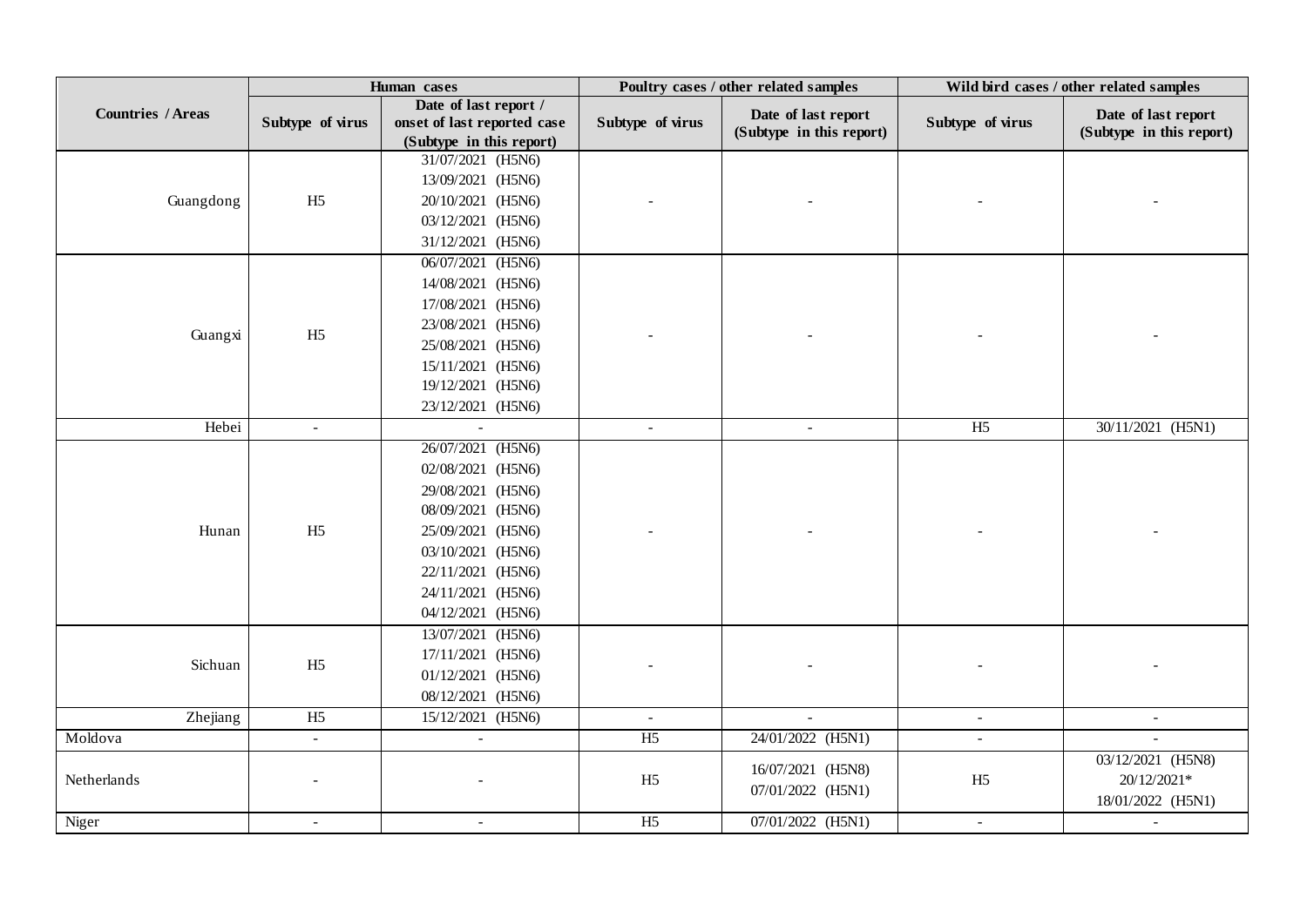| Countries / Areas | Human cases | | Poultry cases / other related samples | | Wild bird cases / other related samples | |
|---|---|---|---|---|---|---|
| | Subtype of virus | Date of last report / onset of last reported case (Subtype in this report) | Subtype of virus | Date of last report (Subtype in this report) | Subtype of virus | Date of last report (Subtype in this report) |
| Guangdong | H5 | 31/07/2021 (H5N6)<br>13/09/2021 (H5N6)<br>20/10/2021 (H5N6)<br>03/12/2021 (H5N6)<br>31/12/2021 (H5N6) | - | - | - | - |
| Guangxi | H5 | 06/07/2021 (H5N6)<br>14/08/2021 (H5N6)<br>17/08/2021 (H5N6)<br>23/08/2021 (H5N6)<br>25/08/2021 (H5N6)<br>15/11/2021 (H5N6)<br>19/12/2021 (H5N6)<br>23/12/2021 (H5N6) | - | - | - | - |
| Hebei | - | - | - | - | H5 | 30/11/2021 (H5N1) |
| Hunan | H5 | 26/07/2021 (H5N6)<br>02/08/2021 (H5N6)<br>29/08/2021 (H5N6)<br>08/09/2021 (H5N6)<br>25/09/2021 (H5N6)<br>03/10/2021 (H5N6)<br>22/11/2021 (H5N6)<br>24/11/2021 (H5N6)<br>04/12/2021 (H5N6) | - | - | - | - |
| Sichuan | H5 | 13/07/2021 (H5N6)<br>17/11/2021 (H5N6)<br>01/12/2021 (H5N6)<br>08/12/2021 (H5N6) | - | - | - | - |
| Zhejiang | H5 | 15/12/2021 (H5N6) | - | - | - | - |
| Moldova | - | - | H5 | 24/01/2022 (H5N1) | - | - |
| Netherlands | - | - | H5 | 16/07/2021 (H5N8)<br>07/01/2022 (H5N1) | H5 | 03/12/2021 (H5N8)<br>20/12/2021*<br>18/01/2022 (H5N1) |
| Niger | - | - | H5 | 07/01/2022 (H5N1) | - | - |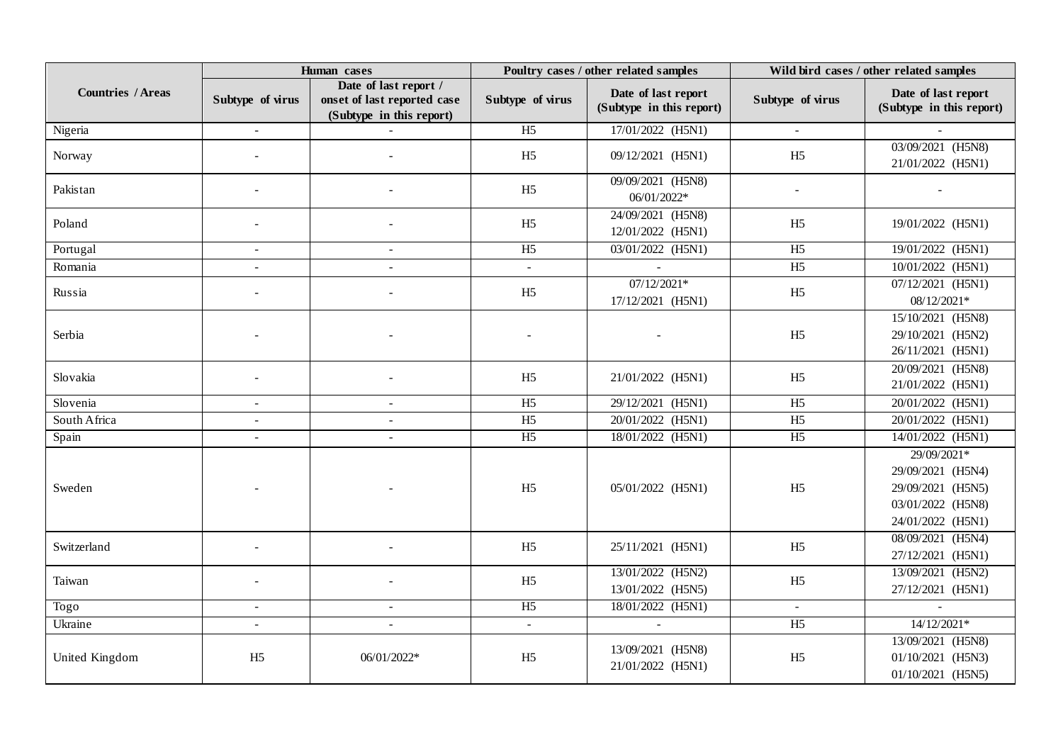| Countries / Areas | Human cases | | Poultry cases / other related samples | | Wild bird cases / other related samples | |
|---|---|---|---|---|---|---|
| | Subtype of virus | Date of last report / onset of last reported case (Subtype in this report) | Subtype of virus | Date of last report (Subtype in this report) | Subtype of virus | Date of last report (Subtype in this report) |
| Nigeria | - | - | H5 | 17/01/2022 (H5N1) | - | - |
| Norway | - | - | H5 | 09/12/2021 (H5N1) | H5 | 03/09/2021 (H5N8)<br>21/01/2022 (H5N1) |
| Pakistan | - | - | H5 | 09/09/2021 (H5N8)<br>06/01/2022* | - | - |
| Poland | - | - | H5 | 24/09/2021 (H5N8)<br>12/01/2022 (H5N1) | H5 | 19/01/2022 (H5N1) |
| Portugal | - | - | H5 | 03/01/2022 (H5N1) | H5 | 19/01/2022 (H5N1) |
| Romania | - | - | - | - | H5 | 10/01/2022 (H5N1) |
| Russia | - | - | H5 | 07/12/2021*<br>17/12/2021 (H5N1) | H5 | 07/12/2021 (H5N1)<br>08/12/2021* |
| Serbia | - | - | - | - | H5 | 15/10/2021 (H5N8)<br>29/10/2021 (H5N2)<br>26/11/2021 (H5N1) |
| Slovakia | - | - | H5 | 21/01/2022 (H5N1) | H5 | 20/09/2021 (H5N8)<br>21/01/2022 (H5N1) |
| Slovenia | - | - | H5 | 29/12/2021 (H5N1) | H5 | 20/01/2022 (H5N1) |
| South Africa | - | - | H5 | 20/01/2022 (H5N1) | H5 | 20/01/2022 (H5N1) |
| Spain | - | - | H5 | 18/01/2022 (H5N1) | H5 | 14/01/2022 (H5N1) |
| Sweden | - | - | H5 | 05/01/2022 (H5N1) | H5 | 29/09/2021*<br>29/09/2021 (H5N4)<br>29/09/2021 (H5N5)<br>03/01/2022 (H5N8)<br>24/01/2022 (H5N1) |
| Switzerland | - | - | H5 | 25/11/2021 (H5N1) | H5 | 08/09/2021 (H5N4)<br>27/12/2021 (H5N1) |
| Taiwan | - | - | H5 | 13/01/2022 (H5N2)<br>13/01/2022 (H5N5) | H5 | 13/09/2021 (H5N2)<br>27/12/2021 (H5N1) |
| Togo | - | - | H5 | 18/01/2022 (H5N1) | - | - |
| Ukraine | - | - | - | - | H5 | 14/12/2021* |
| United Kingdom | H5 | 06/01/2022* | H5 | 13/09/2021 (H5N8)<br>21/01/2022 (H5N1) | H5 | 13/09/2021 (H5N8)<br>01/10/2021 (H5N3)<br>01/10/2021 (H5N5) |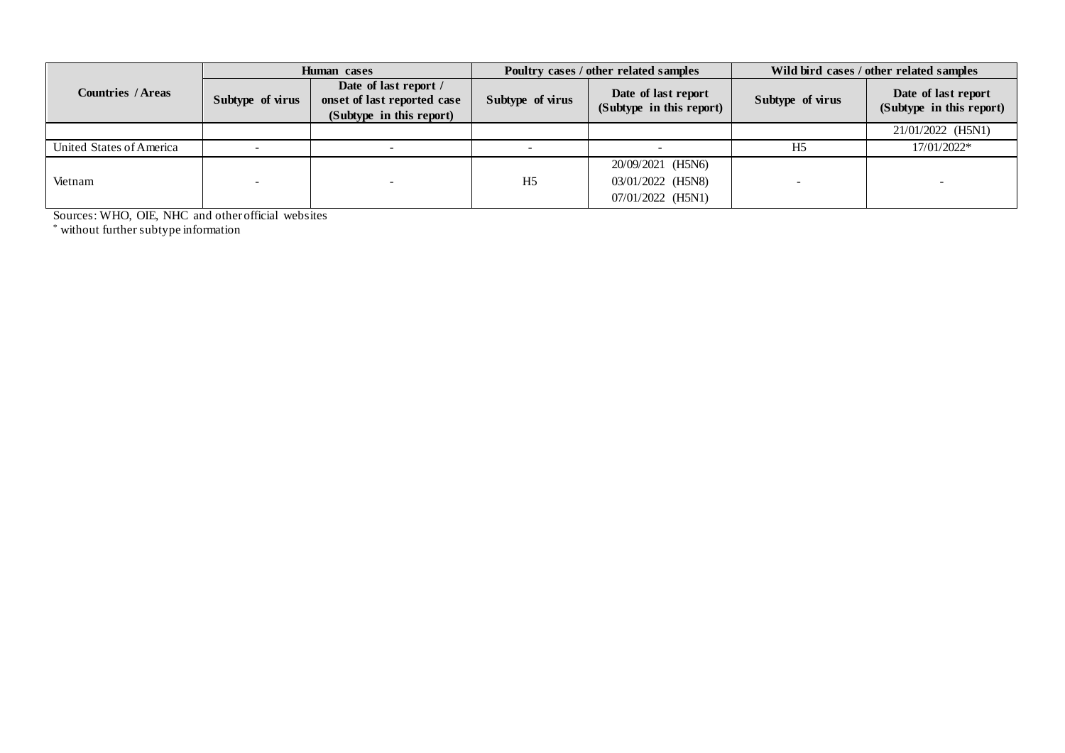| Countries / Areas | Human cases | | Poultry cases / other related samples | | Wild bird cases / other related samples | |
|---|---|---|---|---|---|---|
| | Subtype of virus | Date of last report / onset of last reported case (Subtype in this report) | Subtype of virus | Date of last report (Subtype in this report) | Subtype of virus | Date of last report (Subtype in this report) |
| | | | | | | 21/01/2022 (H5N1) |
| United States of America | - | - | - | - | H5 | 17/01/2022* |
| Vietnam | - | - | H5 | 20/09/2021 (H5N6)<br>03/01/2022 (H5N8)<br>07/01/2022 (H5N1) | - | - |

Sources: WHO, OIE, NHC and other official websites

\* without further subtype information